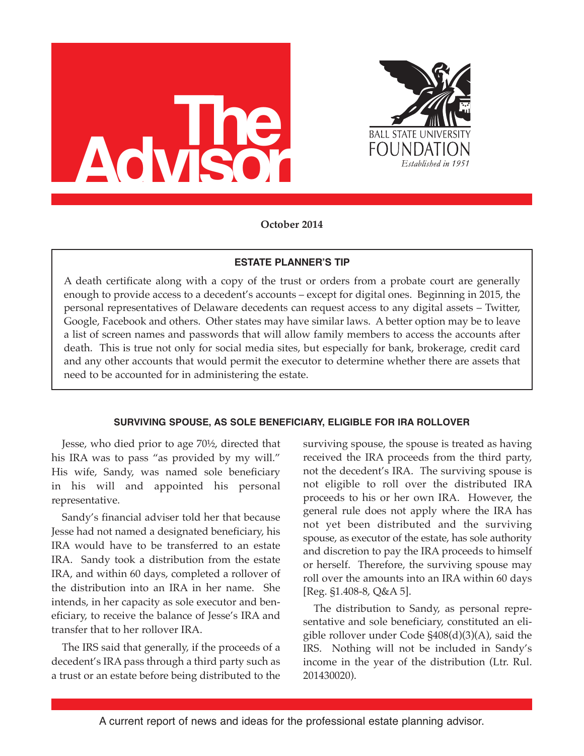# The Advisor

BALL STATE UNIVERSITY FOUNDATION

*Established in 1951*

**October 2014**

### ESTATE PLANNER'S TIP

A death certificate along with a copy of the trust or orders from a probate court are generally enough to provide access to a decedent's accounts – except for digital ones. Beginning in 2015, the personal representatives of Delaware decedents can request access to any digital assets – Twitter, Google, Facebook and others. Other states may have similar laws. A better option may be to leave a list of screen names and passwords that will allow family members to access the accounts after death. This is true not only for social media sites, but especially for bank, brokerage, credit card and any other accounts that would permit the executor to determine whether there are assets that need to be accounted for in administering the estate.

### SURVIVING SPOUSE, AS SOLE BENEFICIARY, ELIGIBLE FOR IRA ROLLOVER

Jesse, who died prior to age 70½, directed that his IRA was to pass "as provided by my will." His wife, Sandy, was named sole beneficiary in his will and appointed his personal representative.

Sandy's financial adviser told her that because Jesse had not named a designated beneficiary, his IRA would have to be transferred to an estate IRA. Sandy took a distribution from the estate IRA, and within 60 days, completed a rollover of the distribution into an IRA in her name. She intends, in her capacity as sole executor and beneficiary, to receive the balance of Jesse's IRA and transfer that to her rollover IRA.

The IRS said that generally, if the proceeds of a decedent's IRA pass through a third party such as a trust or an estate before being distributed to the surviving spouse, the spouse is treated as having received the IRA proceeds from the third party, not the decedent's IRA. The surviving spouse is not eligible to roll over the distributed IRA proceeds to his or her own IRA. However, the general rule does not apply where the IRA has not yet been distributed and the surviving spouse, as executor of the estate, has sole authority and discretion to pay the IRA proceeds to himself or herself. Therefore, the surviving spouse may roll over the amounts into an IRA within 60 days [Reg. §1.408-8, Q&A 5].

The distribution to Sandy, as personal representative and sole beneficiary, constituted an eligible rollover under Code §408(d)(3)(A), said the IRS. Nothing will not be included in Sandy's income in the year of the distribution (Ltr. Rul. 201430020).

A current report of news and ideas for the professional estate planning advisor.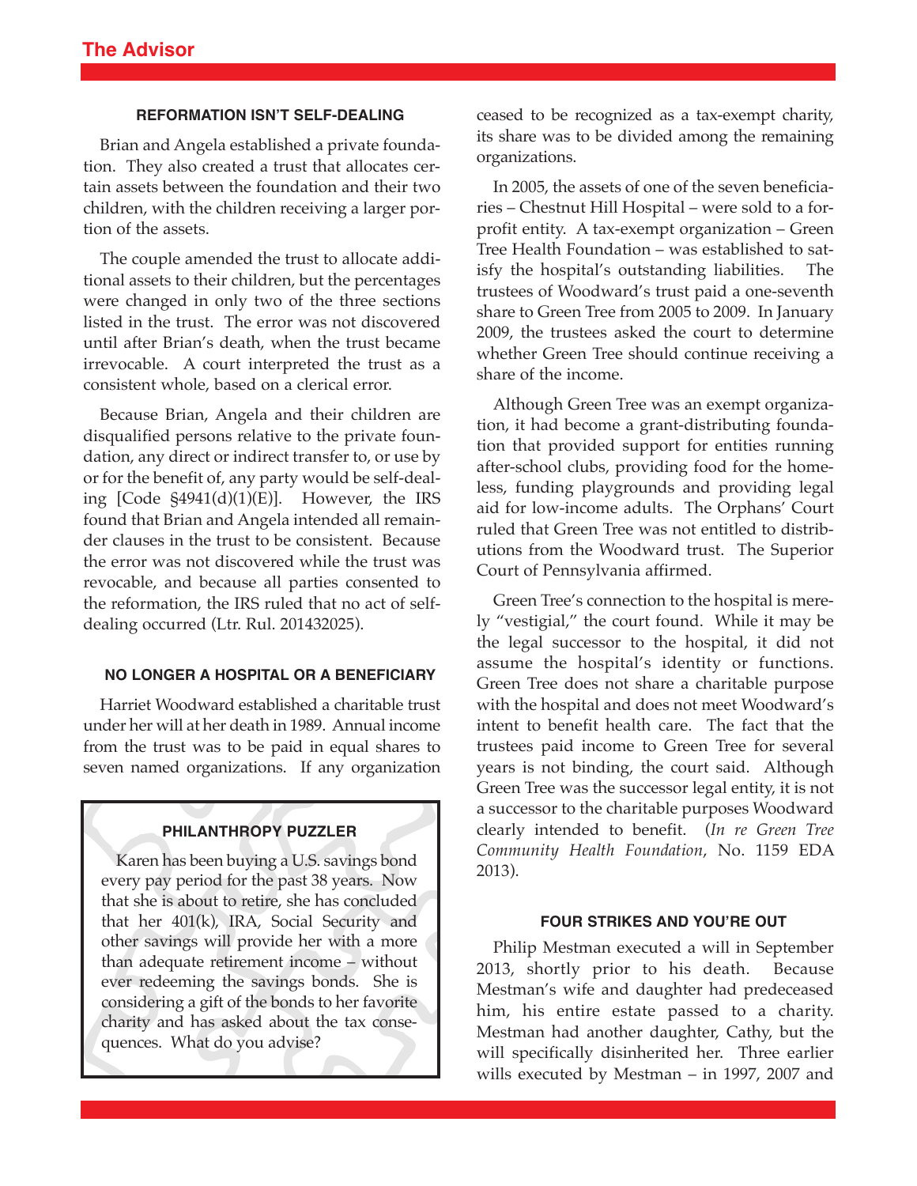### REFORMATION ISN'T SELF-DEALING

Brian and Angela established a private foundation. They also created a trust that allocates certain assets between the foundation and their two children, with the children receiving a larger portion of the assets.

The couple amended the trust to allocate additional assets to their children, but the percentages were changed in only two of the three sections listed in the trust. The error was not discovered until after Brian's death, when the trust became irrevocable. A court interpreted the trust as a consistent whole, based on a clerical error.

Because Brian, Angela and their children are disqualified persons relative to the private foundation, any direct or indirect transfer to, or use by or for the benefit of, any party would be self-dealing [Code §4941(d)(1)(E)]. However, the IRS found that Brian and Angela intended all remainder clauses in the trust to be consistent. Because the error was not discovered while the trust was revocable, and because all parties consented to the reformation, the IRS ruled that no act of self-dealing occurred (Ltr. Rul. 201432025).

### NO LONGER A HOSPITAL OR A BENEFICIARY

Harriet Woodward established a charitable trust under her will at her death in 1989. Annual income from the trust was to be paid in equal shares to seven named organizations. If any organization ceased to be recognized as a tax-exempt charity, its share was to be divided among the remaining organizations.

In 2005, the assets of one of the seven beneficiaries – Chestnut Hill Hospital – were sold to a for-profit entity. A tax-exempt organization – Green Tree Health Foundation – was established to satisfy the hospital's outstanding liabilities. The trustees of Woodward's trust paid a one-seventh share to Green Tree from 2005 to 2009. In January 2009, the trustees asked the court to determine whether Green Tree should continue receiving a share of the income.

Although Green Tree was an exempt organization, it had become a grant-distributing foundation that provided support for entities running after-school clubs, providing food for the homeless, funding playgrounds and providing legal aid for low-income adults. The Orphans' Court ruled that Green Tree was not entitled to distributions from the Woodward trust. The Superior Court of Pennsylvania affirmed.

Green Tree's connection to the hospital is merely "vestigial," the court found. While it may be the legal successor to the hospital, it did not assume the hospital's identity or functions. Green Tree does not share a charitable purpose with the hospital and does not meet Woodward's intent to benefit health care. The fact that the trustees paid income to Green Tree for several years is not binding, the court said. Although Green Tree was the successor legal entity, it is not a successor to the charitable purposes Woodward clearly intended to benefit. (*In re Green Tree Community Health Foundation*, No. 1159 EDA 2013).

### FOUR STRIKES AND YOU'RE OUT

Philip Mestman executed a will in September 2013, shortly prior to his death. Because Mestman's wife and daughter had predeceased him, his entire estate passed to a charity. Mestman had another daughter, Cathy, but the will specifically disinherited her. Three earlier wills executed by Mestman – in 1997, 2007 and

---

**PHILANTHROPY PUZZLER**

Karen has been buying a U.S. savings bond every pay period for the past 38 years. Now that she is about to retire, she has concluded that her 401(k), IRA, Social Security and other savings will provide her with a more than adequate retirement income – without ever redeeming the savings bonds. She is considering a gift of the bonds to her favorite charity and has asked about the tax consequences. What do you advise?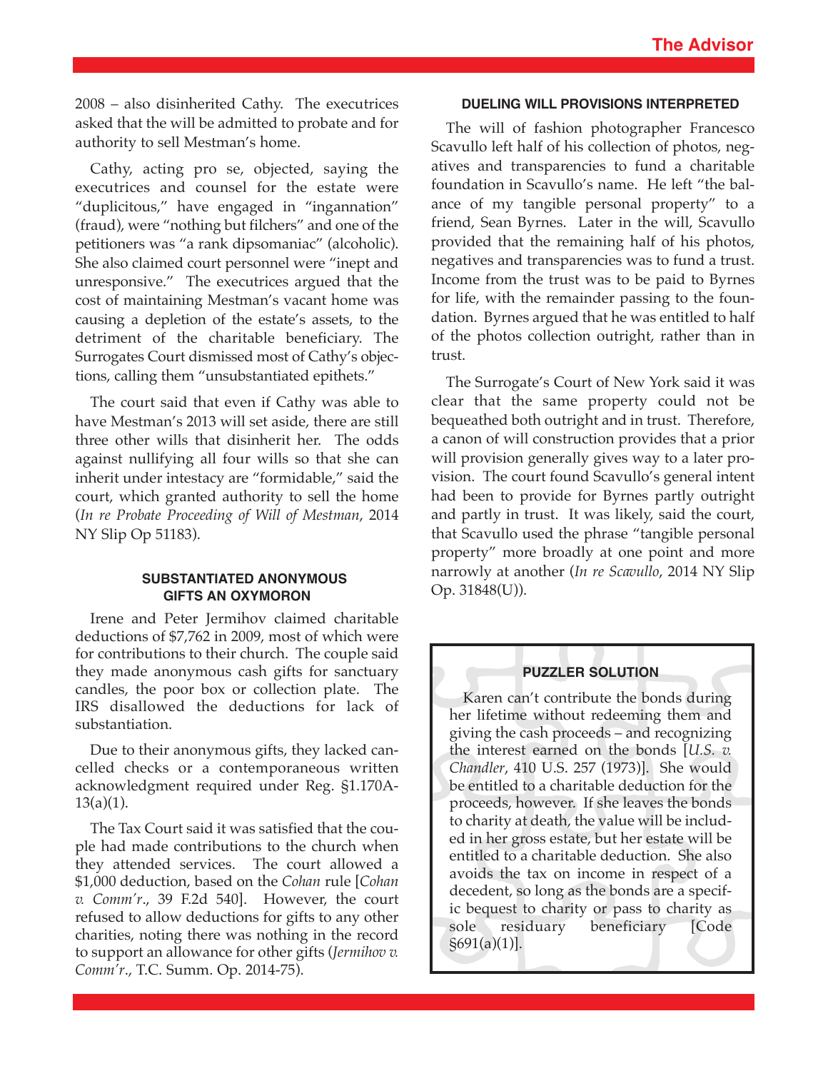2008 – also disinherited Cathy. The executrices asked that the will be admitted to probate and for authority to sell Mestman's home.

Cathy, acting pro se, objected, saying the executrices and counsel for the estate were "duplicitous," have engaged in "ingannation" (fraud), were "nothing but filchers" and one of the petitioners was "a rank dipsomaniac" (alcoholic). She also claimed court personnel were "inept and unresponsive." The executrices argued that the cost of maintaining Mestman's vacant home was causing a depletion of the estate's assets, to the detriment of the charitable beneficiary. The Surrogates Court dismissed most of Cathy's objections, calling them "unsubstantiated epithets."

The court said that even if Cathy was able to have Mestman's 2013 will set aside, there are still three other wills that disinherit her. The odds against nullifying all four wills so that she can inherit under intestacy are "formidable," said the court, which granted authority to sell the home (*In re Probate Proceeding of Will of Mestman*, 2014 NY Slip Op 51183).

### SUBSTANTIATED ANONYMOUS GIFTS AN OXYMORON

Irene and Peter Jermihov claimed charitable deductions of $7,762 in 2009, most of which were for contributions to their church. The couple said they made anonymous cash gifts for sanctuary candles, the poor box or collection plate. The IRS disallowed the deductions for lack of substantiation.

Due to their anonymous gifts, they lacked cancelled checks or a contemporaneous written acknowledgment required under Reg. §1.170A-13(a)(1).

The Tax Court said it was satisfied that the couple had made contributions to the church when they attended services. The court allowed a $1,000 deduction, based on the *Cohan* rule [*Cohan v. Comm'r*., 39 F.2d 540]. However, the court refused to allow deductions for gifts to any other charities, noting there was nothing in the record to support an allowance for other gifts (*Jermihov v. Comm'r*., T.C. Summ. Op. 2014-75).

### DUELING WILL PROVISIONS INTERPRETED

The will of fashion photographer Francesco Scavullo left half of his collection of photos, negatives and transparencies to fund a charitable foundation in Scavullo's name. He left "the balance of my tangible personal property" to a friend, Sean Byrnes. Later in the will, Scavullo provided that the remaining half of his photos, negatives and transparencies was to fund a trust. Income from the trust was to be paid to Byrnes for life, with the remainder passing to the foundation. Byrnes argued that he was entitled to half of the photos collection outright, rather than in trust.

The Surrogate's Court of New York said it was clear that the same property could not be bequeathed both outright and in trust. Therefore, a canon of will construction provides that a prior will provision generally gives way to a later provision. The court found Scavullo's general intent had been to provide for Byrnes partly outright and partly in trust. It was likely, said the court, that Scavullo used the phrase "tangible personal property" more broadly at one point and more narrowly at another (*In re Scavullo*, 2014 NY Slip Op. 31848(U)).

### PUZZLER SOLUTION

Karen can't contribute the bonds during her lifetime without redeeming them and giving the cash proceeds – and recognizing the interest earned on the bonds [*U.S. v. Chandler*, 410 U.S. 257 (1973)]. She would be entitled to a charitable deduction for the proceeds, however. If she leaves the bonds to charity at death, the value will be included in her gross estate, but her estate will be entitled to a charitable deduction. She also avoids the tax on income in respect of a decedent, so long as the bonds are a specific bequest to charity or pass to charity as sole residuary beneficiary [Code §691(a)(1)].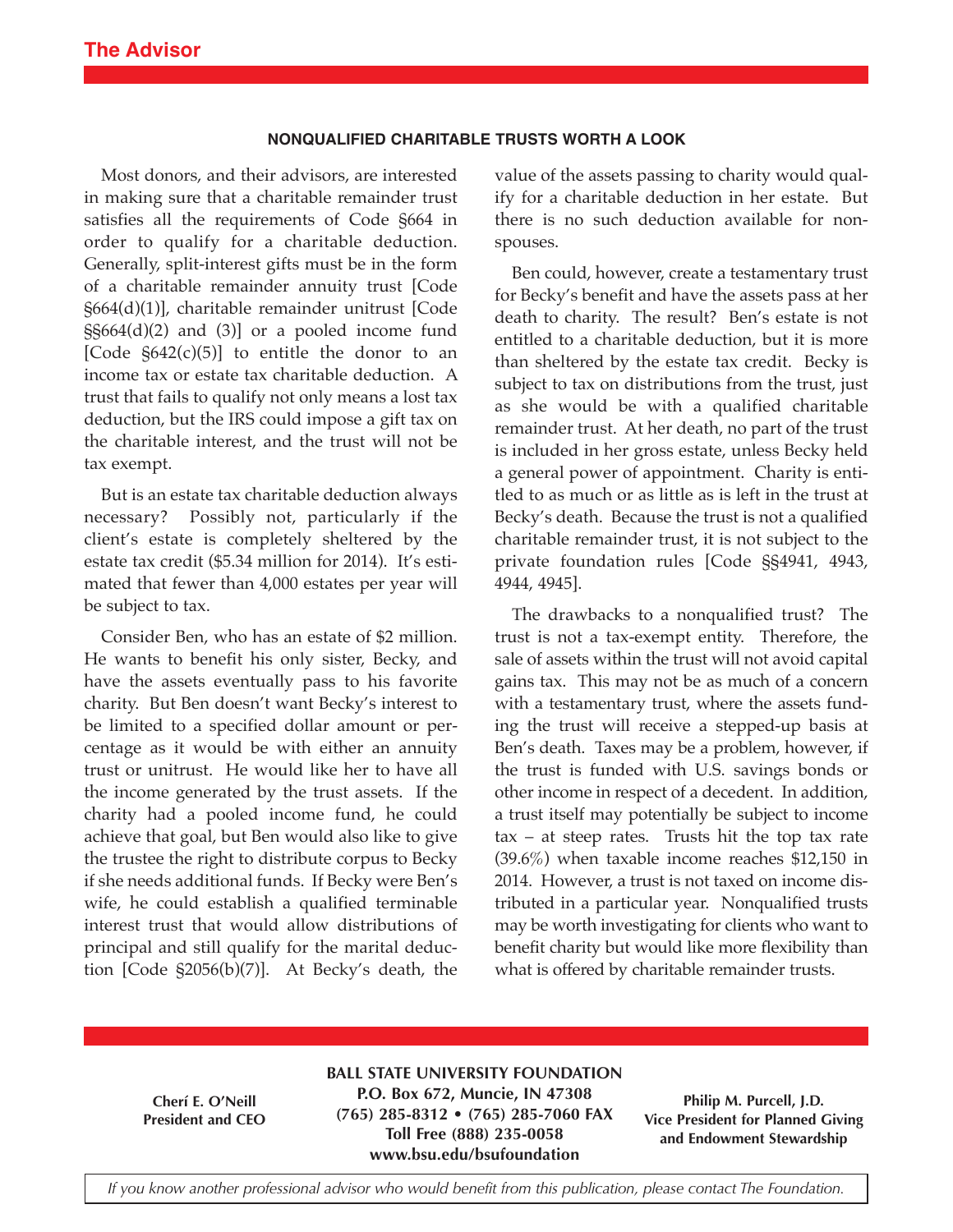## NONQUALIFIED CHARITABLE TRUSTS WORTH A LOOK

Most donors, and their advisors, are interested in making sure that a charitable remainder trust satisfies all the requirements of Code §664 in order to qualify for a charitable deduction. Generally, split-interest gifts must be in the form of a charitable remainder annuity trust [Code §664(d)(1)], charitable remainder unitrust [Code §§664(d)(2) and (3)] or a pooled income fund [Code §642(c)(5)] to entitle the donor to an income tax or estate tax charitable deduction. A trust that fails to qualify not only means a lost tax deduction, but the IRS could impose a gift tax on the charitable interest, and the trust will not be tax exempt.

But is an estate tax charitable deduction always necessary? Possibly not, particularly if the client's estate is completely sheltered by the estate tax credit ($5.34 million for 2014). It's estimated that fewer than 4,000 estates per year will be subject to tax.

Consider Ben, who has an estate of $2 million. He wants to benefit his only sister, Becky, and have the assets eventually pass to his favorite charity. But Ben doesn't want Becky's interest to be limited to a specified dollar amount or percentage as it would be with either an annuity trust or unitrust. He would like her to have all the income generated by the trust assets. If the charity had a pooled income fund, he could achieve that goal, but Ben would also like to give the trustee the right to distribute corpus to Becky if she needs additional funds. If Becky were Ben's wife, he could establish a qualified terminable interest trust that would allow distributions of principal and still qualify for the marital deduction [Code §2056(b)(7)]. At Becky's death, the value of the assets passing to charity would qualify for a charitable deduction in her estate. But there is no such deduction available for nonspouses.

Ben could, however, create a testamentary trust for Becky's benefit and have the assets pass at her death to charity. The result? Ben's estate is not entitled to a charitable deduction, but it is more than sheltered by the estate tax credit. Becky is subject to tax on distributions from the trust, just as she would be with a qualified charitable remainder trust. At her death, no part of the trust is included in her gross estate, unless Becky held a general power of appointment. Charity is entitled to as much or as little as is left in the trust at Becky's death. Because the trust is not a qualified charitable remainder trust, it is not subject to the private foundation rules [Code §§4941, 4943, 4944, 4945].

The drawbacks to a nonqualified trust? The trust is not a tax-exempt entity. Therefore, the sale of assets within the trust will not avoid capital gains tax. This may not be as much of a concern with a testamentary trust, where the assets funding the trust will receive a stepped-up basis at Ben's death. Taxes may be a problem, however, if the trust is funded with U.S. savings bonds or other income in respect of a decedent. In addition, a trust itself may potentially be subject to income tax – at steep rates. Trusts hit the top tax rate (39.6%) when taxable income reaches $12,150 in 2014. However, a trust is not taxed on income distributed in a particular year. Nonqualified trusts may be worth investigating for clients who want to benefit charity but would like more flexibility than what is offered by charitable remainder trusts.

---

**Cherí E. O'Neill**
**President and CEO**

**BALL STATE UNIVERSITY FOUNDATION**
**P.O. Box 672, Muncie, IN 47308**
**(765) 285-8312 • (765) 285-7060 FAX**
**Toll Free (888) 235-0058**
**www.bsu.edu/bsufoundation**

**Philip M. Purcell, J.D.**
**Vice President for Planned Giving and Endowment Stewardship**

*If you know another professional advisor who would benefit from this publication, please contact The Foundation.*